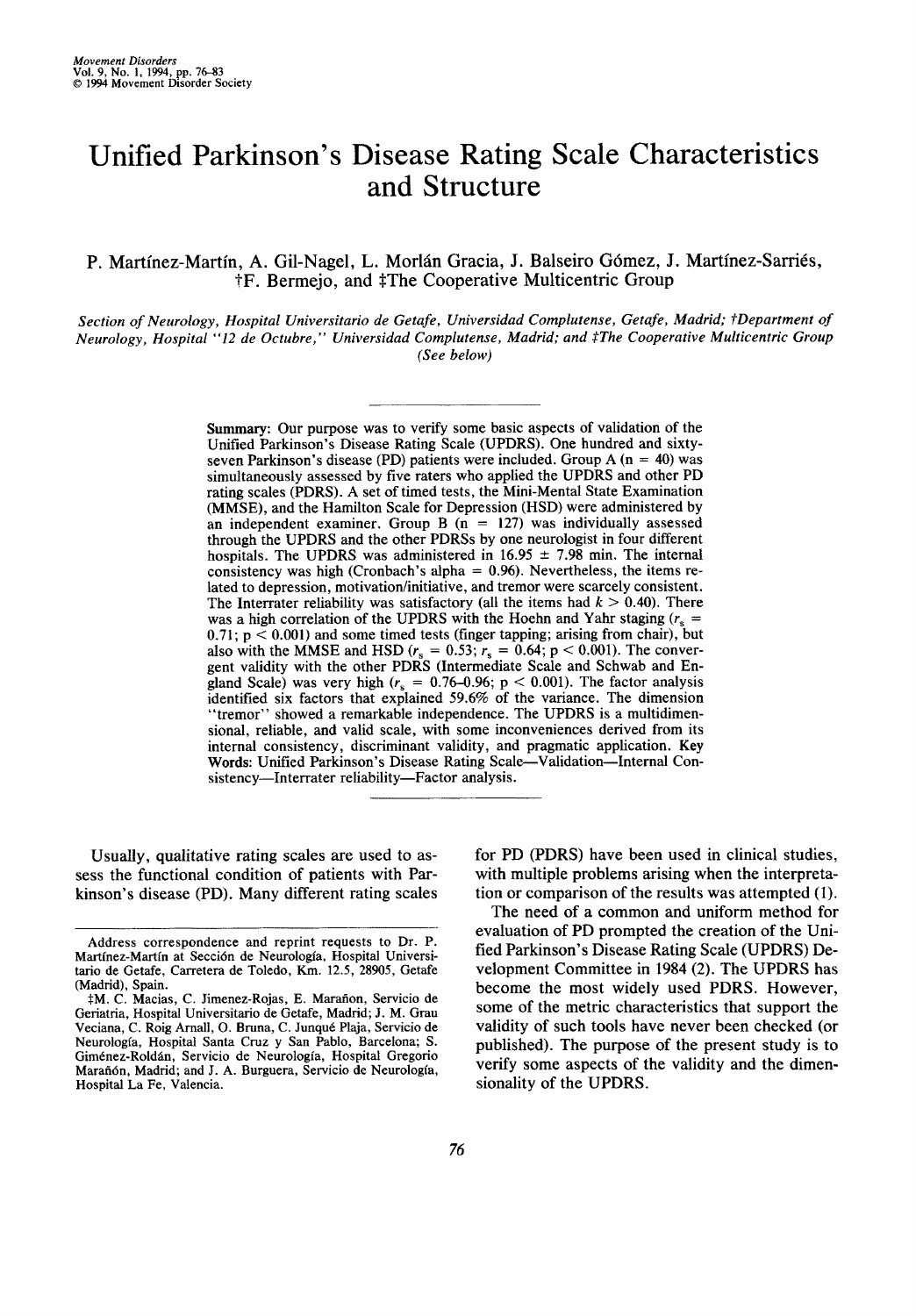# Unified Parkinson's Disease Rating Scale Characteristics and Structure

P. Martínez-Martín, A. Gil-Nagel, L. Morlán Gracia, J. Balseiro Gómez, J. Martínez-Sarriés, †F. Bermejo, and ‡The Cooperative Multicentric Group

*Section of Neurology, Hospital Universitario de Getafe, Universidad Complutense, Getafe, Madrid; †Department of Neurology, Hospital "12 de Octubre," Universidad Complutense, Madrid; and ‡The Cooperative Multicentric Group (See below)*

**Summary:** Our purpose was to verify some basic aspects of validation of the Unified Parkinson's Disease Rating Scale (UPDRS). One hundred and sixty-seven Parkinson's disease (PD) patients were included. Group A ($n = 40$) was simultaneously assessed by five raters who applied the UPDRS and other PD rating scales (PDRS). A set of timed tests, the Mini-Mental State Examination (MMSE), and the Hamilton Scale for Depression (HSD) were administered by an independent examiner. Group B ($n = 127$) was individually assessed through the UPDRS and the other PDRSs by one neurologist in four different hospitals. The UPDRS was administered in $16.95 \pm 7.98$ min. The internal consistency was high (Cronbach's alpha = 0.96). Nevertheless, the items related to depression, motivation/initiative, and tremor were scarcely consistent. The Interrater reliability was satisfactory (all the items had $k > 0.40$). There was a high correlation of the UPDRS with the Hoehn and Yahr staging ($r_s = 0.71$; $p < 0.001$) and some timed tests (finger tapping; arising from chair), but also with the MMSE and HSD ($r_s = 0.53$; $r_s = 0.64$; $p < 0.001$). The convergent validity with the other PDRS (Intermediate Scale and Schwab and England Scale) was very high ($r_s = 0.76$–$0.96$; $p < 0.001$). The factor analysis identified six factors that explained 59.6% of the variance. The dimension "tremor" showed a remarkable independence. The UPDRS is a multidimensional, reliable, and valid scale, with some inconveniences derived from its internal consistency, discriminant validity, and pragmatic application. **Key Words:** Unified Parkinson's Disease Rating Scale—Validation—Internal Consistency—Interrater reliability—Factor analysis.

Usually, qualitative rating scales are used to assess the functional condition of patients with Parkinson's disease (PD). Many different rating scales for PD (PDRS) have been used in clinical studies, with multiple problems arising when the interpretation or comparison of the results was attempted (1).

The need of a common and uniform method for evaluation of PD prompted the creation of the Unified Parkinson's Disease Rating Scale (UPDRS) Development Committee in 1984 (2). The UPDRS has become the most widely used PDRS. However, some of the metric characteristics that support the validity of such tools have never been checked (or published). The purpose of the present study is to verify some aspects of the validity and the dimensionality of the UPDRS.

---

Address correspondence and reprint requests to Dr. P. Martínez-Martín at Sección de Neurología, Hospital Universitario de Getafe, Carretera de Toledo, Km. 12.5, 28905, Getafe (Madrid), Spain.

‡M. C. Macias, C. Jimenez-Rojas, E. Marañon, Servicio de Geriatria, Hospital Universitario de Getafe, Madrid; J. M. Grau Veciana, C. Roig Arnall, O. Bruna, C. Junqué Plaja, Servicio de Neurología, Hospital Santa Cruz y San Pablo, Barcelona; S. Giménez-Roldán, Servicio de Neurología, Hospital Gregorio Marañón, Madrid; and J. A. Burguera, Servicio de Neurología, Hospital La Fe, Valencia.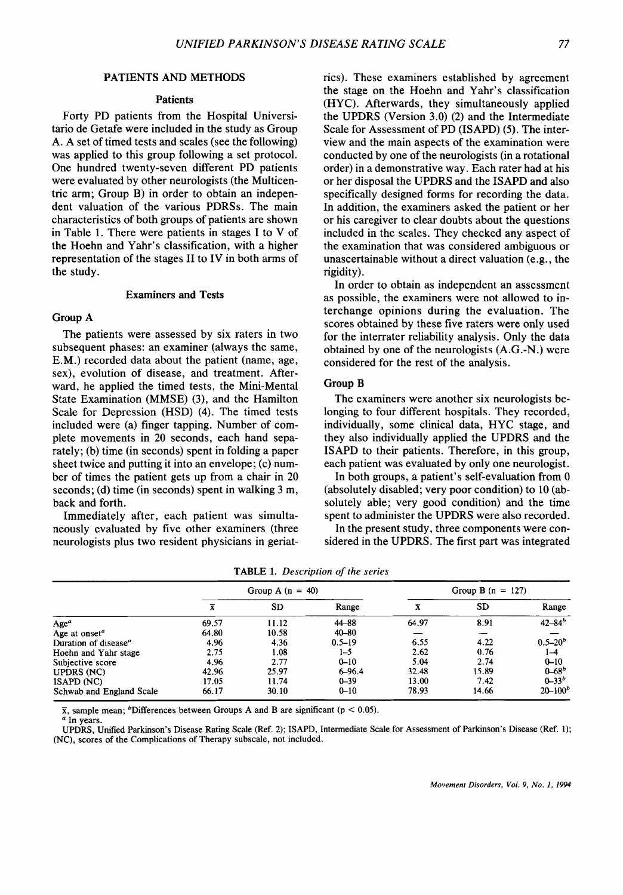## PATIENTS AND METHODS

### Patients

Forty PD patients from the Hospital Universitario de Getafe were included in the study as Group A. A set of timed tests and scales (see the following) was applied to this group following a set protocol. One hundred twenty-seven different PD patients were evaluated by other neurologists (the Multicentric arm; Group B) in order to obtain an independent valuation of the various PDRSs. The main characteristics of both groups of patients are shown in Table 1. There were patients in stages I to V of the Hoehn and Yahr's classification, with a higher representation of the stages II to IV in both arms of the study.

### Examiners and Tests

#### Group A

The patients were assessed by six raters in two subsequent phases: an examiner (always the same, E.M.) recorded data about the patient (name, age, sex), evolution of disease, and treatment. Afterward, he applied the timed tests, the Mini-Mental State Examination (MMSE) (3), and the Hamilton Scale for Depression (HSD) (4). The timed tests included were (a) finger tapping. Number of complete movements in 20 seconds, each hand separately; (b) time (in seconds) spent in folding a paper sheet twice and putting it into an envelope; (c) number of times the patient gets up from a chair in 20 seconds; (d) time (in seconds) spent in walking 3 m, back and forth.

Immediately after, each patient was simultaneously evaluated by five other examiners (three neurologists plus two resident physicians in geriatrics). These examiners established by agreement the stage on the Hoehn and Yahr's classification (HYC). Afterwards, they simultaneously applied the UPDRS (Version 3.0) (2) and the Intermediate Scale for Assessment of PD (ISAPD) (5). The interview and the main aspects of the examination were conducted by one of the neurologists (in a rotational order) in a demonstrative way. Each rater had at his or her disposal the UPDRS and the ISAPD and also specifically designed forms for recording the data. In addition, the examiners asked the patient or her or his caregiver to clear doubts about the questions included in the scales. They checked any aspect of the examination that was considered ambiguous or unascertainable without a direct valuation (e.g., the rigidity).

In order to obtain as independent an assessment as possible, the examiners were not allowed to interchange opinions during the evaluation. The scores obtained by these five raters were only used for the interrater reliability analysis. Only the data obtained by one of the neurologists (A.G.-N.) were considered for the rest of the analysis.

#### Group B

The examiners were another six neurologists belonging to four different hospitals. They recorded, individually, some clinical data, HYC stage, and they also individually applied the UPDRS and the ISAPD to their patients. Therefore, in this group, each patient was evaluated by only one neurologist.

In both groups, a patient's self-evaluation from 0 (absolutely disabled; very poor condition) to 10 (absolutely able; very good condition) and the time spent to administer the UPDRS were also recorded.

In the present study, three components were considered in the UPDRS. The first part was integrated

**TABLE 1.** *Description of the series*

| | Group A (n = 40) | | | Group B (n = 127) | | |
|---|---|---|---|---|---|---|
| | $\bar{x}$ | SD | Range | $\bar{x}$ | SD | Range |
| Age[a] | 69.57 | 11.12 | 44–88 | 64.97 | 8.91 | 42–84[b] |
| Age at onset[a] | 64.80 | 10.58 | 40–80 | — | — | — |
| Duration of disease[a] | 4.96 | 4.36 | 0.5–19 | 6.55 | 4.22 | 0.5–20[b] |
| Hoehn and Yahr stage | 2.75 | 1.08 | 1–5 | 2.62 | 0.76 | 1–4 |
| Subjective score | 4.96 | 2.77 | 0–10 | 5.04 | 2.74 | 0–10 |
| UPDRS (NC) | 42.96 | 25.97 | 6–96.4 | 32.48 | 15.89 | 0–68[b] |
| ISAPD (NC) | 17.05 | 11.74 | 0–39 | 13.00 | 7.42 | 0–33[b] |
| Schwab and England Scale | 66.17 | 30.10 | 0–10 | 78.93 | 14.66 | 20–100[b] |

$\bar{x}$, sample mean; [b]Differences between Groups A and B are significant ($p < 0.05$).

[a] In years.

UPDRS, Unified Parkinson's Disease Rating Scale (Ref. 2); ISAPD, Intermediate Scale for Assessment of Parkinson's Disease (Ref. 1); (NC), scores of the Complications of Therapy subscale, not included.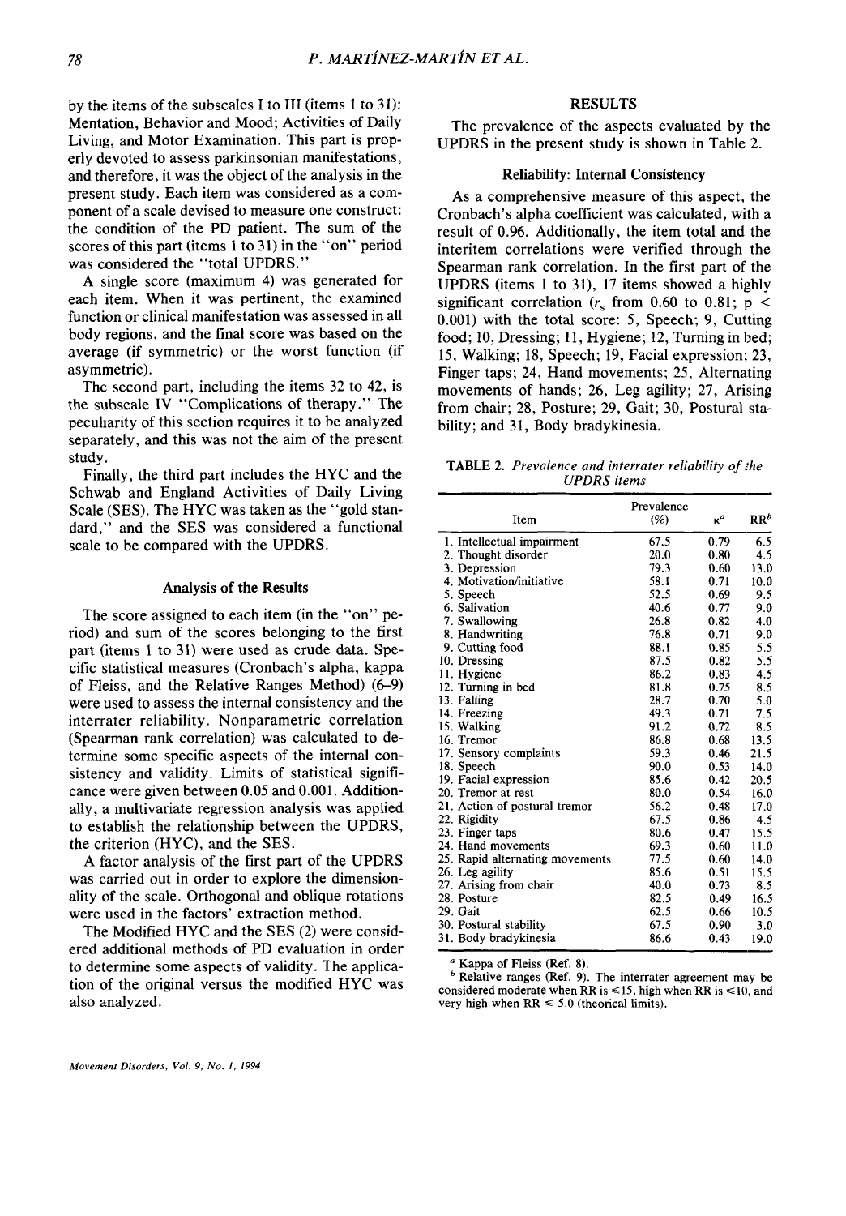by the items of the subscales I to III (items 1 to 31): Mentation, Behavior and Mood; Activities of Daily Living, and Motor Examination. This part is properly devoted to assess parkinsonian manifestations, and therefore, it was the object of the analysis in the present study. Each item was considered as a component of a scale devised to measure one construct: the condition of the PD patient. The sum of the scores of this part (items 1 to 31) in the "on" period was considered the "total UPDRS."

A single score (maximum 4) was generated for each item. When it was pertinent, the examined function or clinical manifestation was assessed in all body regions, and the final score was based on the average (if symmetric) or the worst function (if asymmetric).

The second part, including the items 32 to 42, is the subscale IV "Complications of therapy." The peculiarity of this section requires it to be analyzed separately, and this was not the aim of the present study.

Finally, the third part includes the HYC and the Schwab and England Activities of Daily Living Scale (SES). The HYC was taken as the "gold standard," and the SES was considered a functional scale to be compared with the UPDRS.

### Analysis of the Results

The score assigned to each item (in the "on" period) and sum of the scores belonging to the first part (items 1 to 31) were used as crude data. Specific statistical measures (Cronbach's alpha, kappa of Fleiss, and the Relative Ranges Method) (6–9) were used to assess the internal consistency and the interrater reliability. Nonparametric correlation (Spearman rank correlation) was calculated to determine some specific aspects of the internal consistency and validity. Limits of statistical significance were given between 0.05 and 0.001. Additionally, a multivariate regression analysis was applied to establish the relationship between the UPDRS, the criterion (HYC), and the SES.

A factor analysis of the first part of the UPDRS was carried out in order to explore the dimensionality of the scale. Orthogonal and oblique rotations were used in the factors' extraction method.

The Modified HYC and the SES (2) were considered additional methods of PD evaluation in order to determine some aspects of validity. The application of the original versus the modified HYC was also analyzed.

## RESULTS

The prevalence of the aspects evaluated by the UPDRS in the present study is shown in Table 2.

### Reliability: Internal Consistency

As a comprehensive measure of this aspect, the Cronbach's alpha coefficient was calculated, with a result of 0.96. Additionally, the item total and the interitem correlations were verified through the Spearman rank correlation. In the first part of the UPDRS (items 1 to 31), 17 items showed a highly significant correlation ($r_s$ from 0.60 to 0.81; $p < 0.001$) with the total score: 5, Speech; 9, Cutting food; 10, Dressing; 11, Hygiene; 12, Turning in bed; 15, Walking; 18, Speech; 19, Facial expression; 23, Finger taps; 24, Hand movements; 25, Alternating movements of hands; 26, Leg agility; 27, Arising from chair; 28, Posture; 29, Gait; 30, Postural stability; and 31, Body bradykinesia.

**TABLE 2.** *Prevalence and interrater reliability of the UPDRS items*

| Item | Prevalence (%) | $\kappa$[a] | RR[b] |
|---|---|---|---|
| 1. Intellectual impairment | 67.5 | 0.79 | 6.5 |
| 2. Thought disorder | 20.0 | 0.80 | 4.5 |
| 3. Depression | 79.3 | 0.60 | 13.0 |
| 4. Motivation/initiative | 58.1 | 0.71 | 10.0 |
| 5. Speech | 52.5 | 0.69 | 9.5 |
| 6. Salivation | 40.6 | 0.77 | 9.0 |
| 7. Swallowing | 26.8 | 0.82 | 4.0 |
| 8. Handwriting | 76.8 | 0.71 | 9.0 |
| 9. Cutting food | 88.1 | 0.85 | 5.5 |
| 10. Dressing | 87.5 | 0.82 | 5.5 |
| 11. Hygiene | 86.2 | 0.83 | 4.5 |
| 12. Turning in bed | 81.8 | 0.75 | 8.5 |
| 13. Falling | 28.7 | 0.70 | 5.0 |
| 14. Freezing | 49.3 | 0.71 | 7.5 |
| 15. Walking | 91.2 | 0.72 | 8.5 |
| 16. Tremor | 86.8 | 0.68 | 13.5 |
| 17. Sensory complaints | 59.3 | 0.46 | 21.5 |
| 18. Speech | 90.0 | 0.53 | 14.0 |
| 19. Facial expression | 85.6 | 0.42 | 20.5 |
| 20. Tremor at rest | 80.0 | 0.54 | 16.0 |
| 21. Action of postural tremor | 56.2 | 0.48 | 17.0 |
| 22. Rigidity | 67.5 | 0.86 | 4.5 |
| 23. Finger taps | 80.6 | 0.47 | 15.5 |
| 24. Hand movements | 69.3 | 0.60 | 11.0 |
| 25. Rapid alternating movements | 77.5 | 0.60 | 14.0 |
| 26. Leg agility | 85.6 | 0.51 | 15.5 |
| 27. Arising from chair | 40.0 | 0.73 | 8.5 |
| 28. Posture | 82.5 | 0.49 | 16.5 |
| 29. Gait | 62.5 | 0.66 | 10.5 |
| 30. Postural stability | 67.5 | 0.90 | 3.0 |
| 31. Body bradykinesia | 86.6 | 0.43 | 19.0 |

[a] Kappa of Fleiss (Ref. 8).

[b] Relative ranges (Ref. 9). The interrater agreement may be considered moderate when RR is ≤15, high when RR is ≤10, and very high when RR ≤ 5.0 (theorical limits).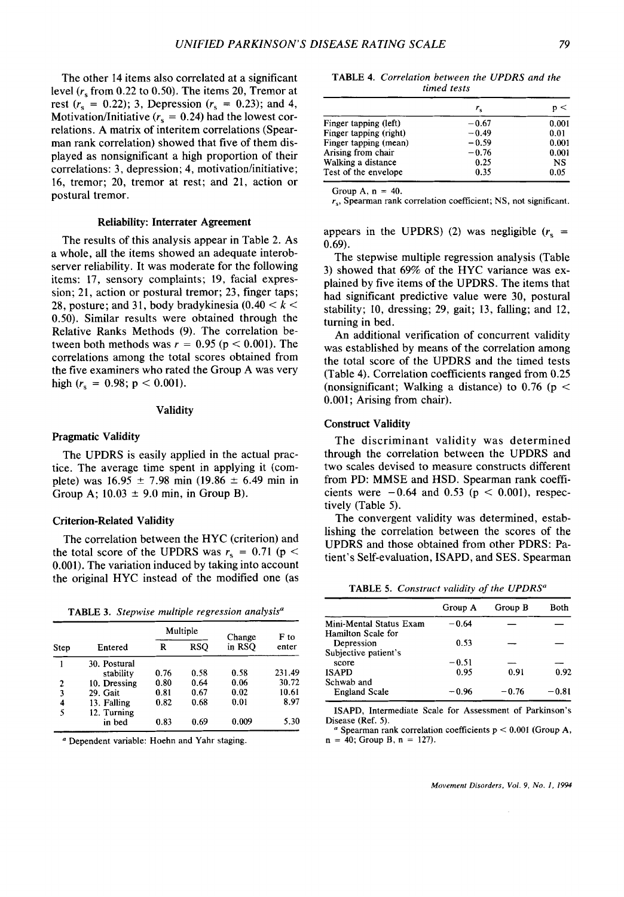The other 14 items also correlated at a significant level ($r_s$ from 0.22 to 0.50). The items 20, Tremor at rest ($r_s$ = 0.22); 3, Depression ($r_s$ = 0.23); and 4, Motivation/Initiative ($r_s$ = 0.24) had the lowest correlations. A matrix of interitem correlations (Spearman rank correlation) showed that five of them displayed as nonsignificant a high proportion of their correlations: 3, depression; 4, motivation/initiative; 16, tremor; 20, tremor at rest; and 21, action or postural tremor.

### Reliability: Interrater Agreement

The results of this analysis appear in Table 2. As a whole, all the items showed an adequate interobserver reliability. It was moderate for the following items: 17, sensory complaints; 19, facial expression; 21, action or postural tremor; 23, finger taps; 28, posture; and 31, body bradykinesia ($0.40 < k < 0.50$). Similar results were obtained through the Relative Ranks Methods (9). The correlation between both methods was $r$ = 0.95 ($p < 0.001$). The correlations among the total scores obtained from the five examiners who rated the Group A was very high ($r_s$ = 0.98; $p < 0.001$).

## Validity

### Pragmatic Validity

The UPDRS is easily applied in the actual practice. The average time spent in applying it (complete) was 16.95 ± 7.98 min (19.86 ± 6.49 min in Group A; 10.03 ± 9.0 min, in Group B).

### Criterion-Related Validity

The correlation between the HYC (criterion) and the total score of the UPDRS was $r_s$ = 0.71 ($p < 0.001$). The variation induced by taking into account the original HYC instead of the modified one (as appears in the UPDRS) (2) was negligible ($r_s$ = 0.69).

The stepwise multiple regression analysis (Table 3) showed that 69% of the HYC variance was explained by five items of the UPDRS. The items that had significant predictive value were 30, postural stability; 10, dressing; 29, gait; 13, falling; and 12, turning in bed.

An additional verification of concurrent validity was established by means of the correlation among the total score of the UPDRS and the timed tests (Table 4). Correlation coefficients ranged from 0.25 (nonsignificant; Walking a distance) to 0.76 ($p < 0.001$; Arising from chair).

**TABLE 3.** *Stepwise multiple regression analysis*[a]

| Step | Entered | Multiple R | Multiple RSQ | Change in RSQ | F to enter |
|---|---|---|---|---|---|
| 1 | 30. Postural stability | 0.76 | 0.58 | 0.58 | 231.49 |
| 2 | 10. Dressing | 0.80 | 0.64 | 0.06 | 30.72 |
| 3 | 29. Gait | 0.81 | 0.67 | 0.02 | 10.61 |
| 4 | 13. Falling | 0.82 | 0.68 | 0.01 | 8.97 |
| 5 | 12. Turning in bed | 0.83 | 0.69 | 0.009 | 5.30 |

[a] Dependent variable: Hoehn and Yahr staging.

**TABLE 4.** *Correlation between the UPDRS and the timed tests*

| | $r_s$ | p < |
|---|---|---|
| Finger tapping (left) | −0.67 | 0.001 |
| Finger tapping (right) | −0.49 | 0.01 |
| Finger tapping (mean) | −0.59 | 0.001 |
| Arising from chair | −0.76 | 0.001 |
| Walking a distance | 0.25 | NS |
| Test of the envelope | 0.35 | 0.05 |

Group A, n = 40.
$r_s$, Spearman rank correlation coefficient; NS, not significant.

### Construct Validity

The discriminant validity was determined through the correlation between the UPDRS and two scales devised to measure constructs different from PD: MMSE and HSD. Spearman rank coefficients were −0.64 and 0.53 ($p < 0.001$), respectively (Table 5).

The convergent validity was determined, establishing the correlation between the scores of the UPDRS and those obtained from other PDRS: Patient's Self-evaluation, ISAPD, and SES. Spearman

**TABLE 5.** *Construct validity of the UPDRS*[a]

| | Group A | Group B | Both |
|---|---|---|---|
| Mini-Mental Status Exam | −0.64 | — | — |
| Hamilton Scale for Depression | 0.53 | — | — |
| Subjective patient's score | −0.51 | — | — |
| ISAPD | 0.95 | 0.91 | 0.92 |
| Schwab and England Scale | −0.96 | −0.76 | −0.81 |

ISAPD, Intermediate Scale for Assessment of Parkinson's Disease (Ref. 5).
[a] Spearman rank correlation coefficients $p < 0.001$ (Group A, n = 40; Group B, n = 127).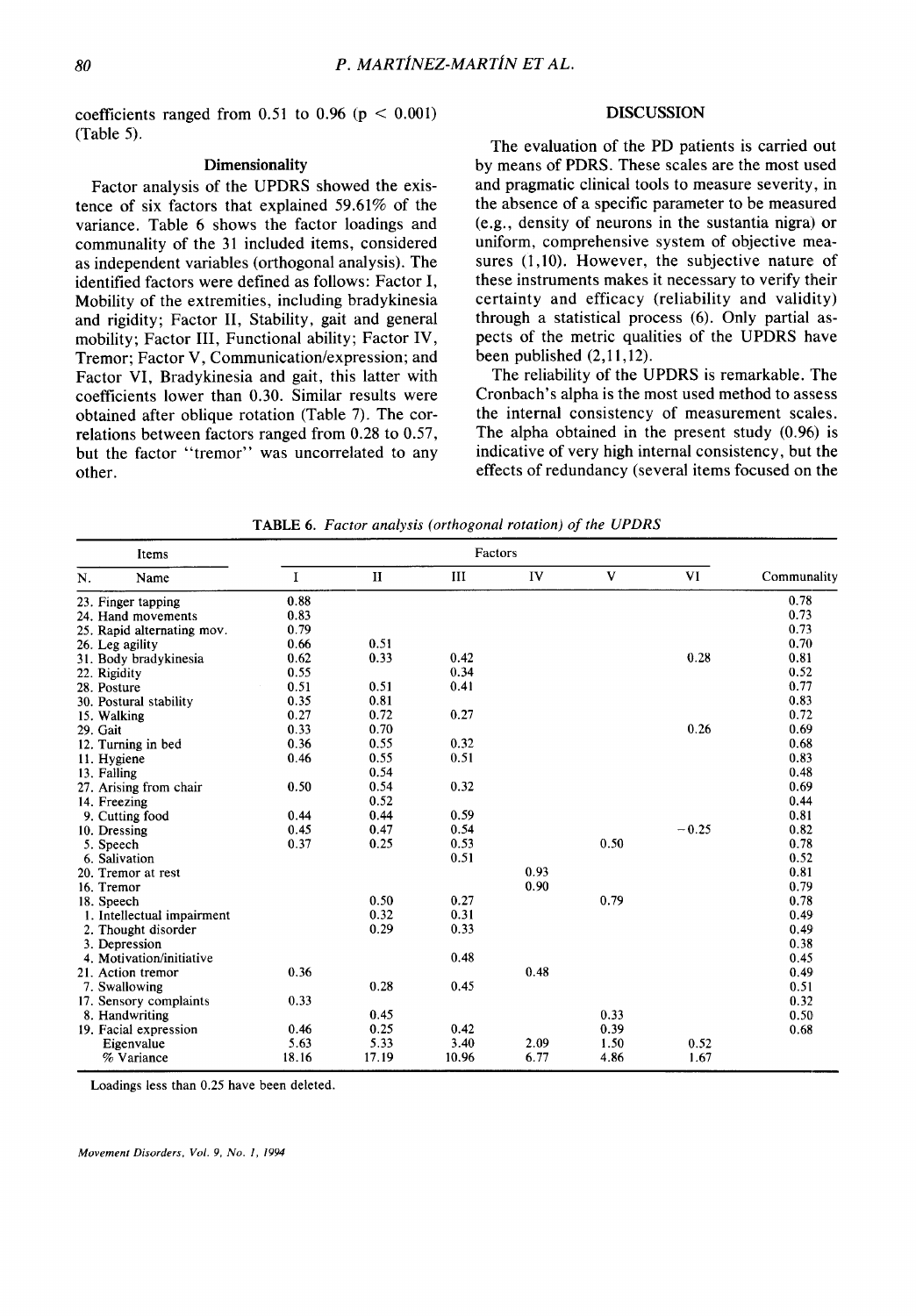coefficients ranged from 0.51 to 0.96 ($p < 0.001$) (Table 5).

### Dimensionality

Factor analysis of the UPDRS showed the existence of six factors that explained 59.61% of the variance. Table 6 shows the factor loadings and communality of the 31 included items, considered as independent variables (orthogonal analysis). The identified factors were defined as follows: Factor I, Mobility of the extremities, including bradykinesia and rigidity; Factor II, Stability, gait and general mobility; Factor III, Functional ability; Factor IV, Tremor; Factor V, Communication/expression; and Factor VI, Bradykinesia and gait, this latter with coefficients lower than 0.30. Similar results were obtained after oblique rotation (Table 7). The correlations between factors ranged from 0.28 to 0.57, but the factor "tremor" was uncorrelated to any other.

## DISCUSSION

The evaluation of the PD patients is carried out by means of PDRS. These scales are the most used and pragmatic clinical tools to measure severity, in the absence of a specific parameter to be measured (e.g., density of neurons in the sustantia nigra) or uniform, comprehensive system of objective measures (1,10). However, the subjective nature of these instruments makes it necessary to verify their certainty and efficacy (reliability and validity) through a statistical process (6). Only partial aspects of the metric qualities of the UPDRS have been published (2,11,12).

The reliability of the UPDRS is remarkable. The Cronbach's alpha is the most used method to assess the internal consistency of measurement scales. The alpha obtained in the present study (0.96) is indicative of very high internal consistency, but the effects of redundancy (several items focused on the

**TABLE 6.** *Factor analysis (orthogonal rotation) of the UPDRS*

| Items | | Factors | | | | | | |
|---|---|---|---|---|---|---|---|---|
| N. | Name | I | II | III | IV | V | VI | Communality |
| 23. | Finger tapping | 0.88 | | | | | | 0.78 |
| 24. | Hand movements | 0.83 | | | | | | 0.73 |
| 25. | Rapid alternating mov. | 0.79 | | | | | | 0.73 |
| 26. | Leg agility | 0.66 | 0.51 | | | | | 0.70 |
| 31. | Body bradykinesia | 0.62 | 0.33 | 0.42 | | | 0.28 | 0.81 |
| 22. | Rigidity | 0.55 | | 0.34 | | | | 0.52 |
| 28. | Posture | 0.51 | 0.51 | 0.41 | | | | 0.77 |
| 30. | Postural stability | 0.35 | 0.81 | | | | | 0.83 |
| 15. | Walking | 0.27 | 0.72 | 0.27 | | | | 0.72 |
| 29. | Gait | 0.33 | 0.70 | | | | 0.26 | 0.69 |
| 12. | Turning in bed | 0.36 | 0.55 | 0.32 | | | | 0.68 |
| 11. | Hygiene | 0.46 | 0.55 | 0.51 | | | | 0.83 |
| 13. | Falling | | 0.54 | | | | | 0.48 |
| 27. | Arising from chair | 0.50 | 0.54 | 0.32 | | | | 0.69 |
| 14. | Freezing | | 0.52 | | | | | 0.44 |
| 9. | Cutting food | 0.44 | 0.44 | 0.59 | | | | 0.81 |
| 10. | Dressing | 0.45 | 0.47 | 0.54 | | | −0.25 | 0.82 |
| 5. | Speech | 0.37 | 0.25 | 0.53 | | 0.50 | | 0.78 |
| 6. | Salivation | | | 0.51 | | | | 0.52 |
| 20. | Tremor at rest | | | | 0.93 | | | 0.81 |
| 16. | Tremor | | | | 0.90 | | | 0.79 |
| 18. | Speech | | 0.50 | 0.27 | | 0.79 | | 0.78 |
| 1. | Intellectual impairment | | 0.32 | 0.31 | | | | 0.49 |
| 2. | Thought disorder | | 0.29 | 0.33 | | | | 0.49 |
| 3. | Depression | | | | | | | 0.38 |
| 4. | Motivation/initiative | | | 0.48 | | | | 0.45 |
| 21. | Action tremor | 0.36 | | | 0.48 | | | 0.49 |
| 7. | Swallowing | | 0.28 | 0.45 | | | | 0.51 |
| 17. | Sensory complaints | 0.33 | | | | | | 0.32 |
| 8. | Handwriting | | 0.45 | | | 0.33 | | 0.50 |
| 19. | Facial expression | 0.46 | 0.25 | 0.42 | | 0.39 | | 0.68 |
| | Eigenvalue | 5.63 | 5.33 | 3.40 | 2.09 | 1.50 | 0.52 | |
| | % Variance | 18.16 | 17.19 | 10.96 | 6.77 | 4.86 | 1.67 | |

Loadings less than 0.25 have been deleted.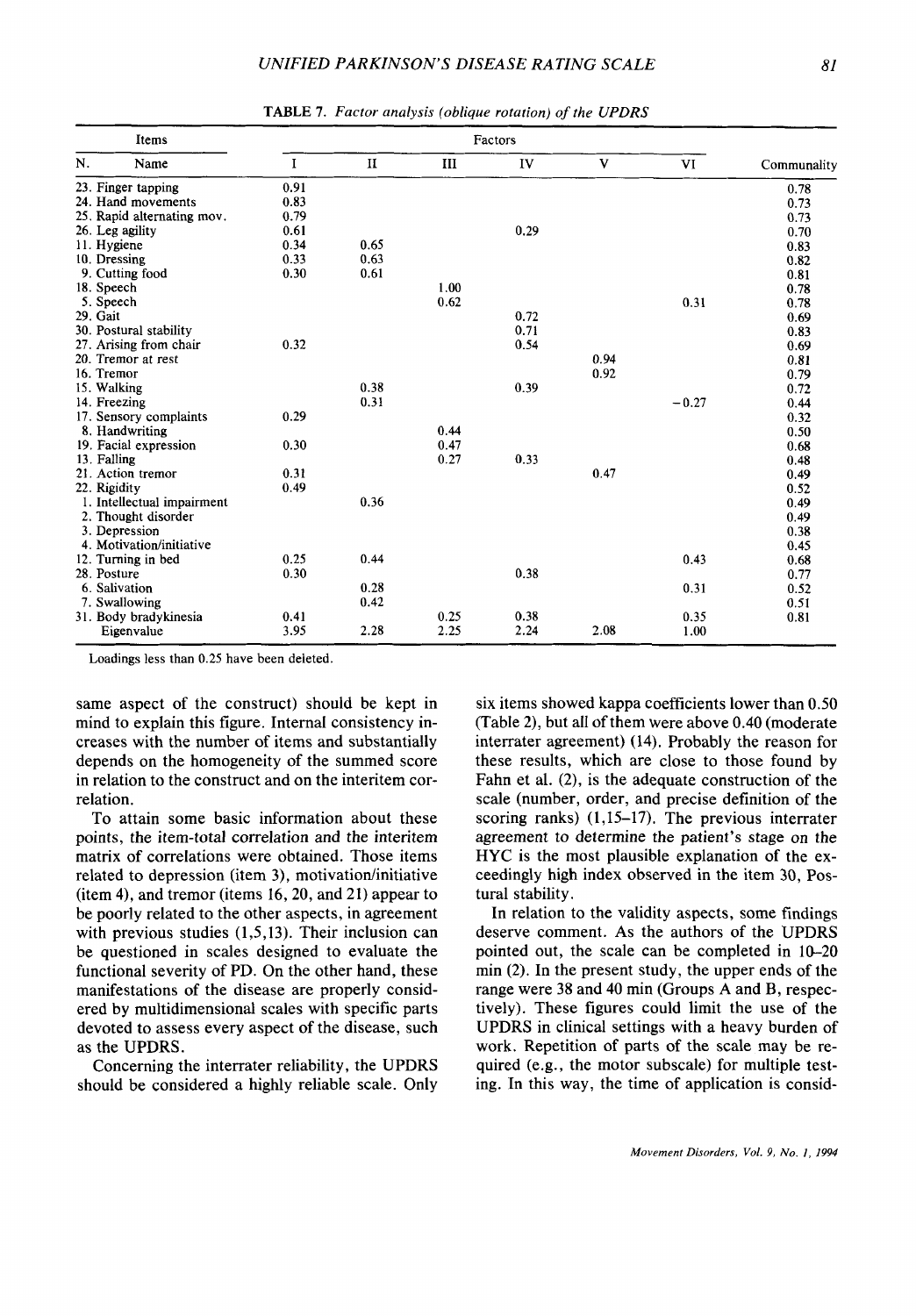**TABLE 7.** *Factor analysis (oblique rotation) of the UPDRS*

| Items | | Factors | | | | | | |
|---|---|---|---|---|---|---|---|---|
| N. | Name | I | II | III | IV | V | VI | Communality |
| 23. | Finger tapping | 0.91 | | | | | | 0.78 |
| 24. | Hand movements | 0.83 | | | | | | 0.73 |
| 25. | Rapid alternating mov. | 0.79 | | | | | | 0.73 |
| 26. | Leg agility | 0.61 | | | 0.29 | | | 0.70 |
| 11. | Hygiene | 0.34 | 0.65 | | | | | 0.83 |
| 10. | Dressing | 0.33 | 0.63 | | | | | 0.82 |
| 9. | Cutting food | 0.30 | 0.61 | | | | | 0.81 |
| 18. | Speech | | | 1.00 | | | | 0.78 |
| 5. | Speech | | | 0.62 | | | 0.31 | 0.78 |
| 29. | Gait | | | | 0.72 | | | 0.69 |
| 30. | Postural stability | | | | 0.71 | | | 0.83 |
| 27. | Arising from chair | 0.32 | | | 0.54 | | | 0.69 |
| 20. | Tremor at rest | | | | | 0.94 | | 0.81 |
| 16. | Tremor | | | | | 0.92 | | 0.79 |
| 15. | Walking | | 0.38 | | 0.39 | | | 0.72 |
| 14. | Freezing | | 0.31 | | | | −0.27 | 0.44 |
| 17. | Sensory complaints | 0.29 | | | | | | 0.32 |
| 8. | Handwriting | | | 0.44 | | | | 0.50 |
| 19. | Facial expression | 0.30 | | 0.47 | | | | 0.68 |
| 13. | Falling | | | 0.27 | 0.33 | | | 0.48 |
| 21. | Action tremor | 0.31 | | | | 0.47 | | 0.49 |
| 22. | Rigidity | 0.49 | | | | | | 0.52 |
| 1. | Intellectual impairment | | 0.36 | | | | | 0.49 |
| 2. | Thought disorder | | | | | | | 0.49 |
| 3. | Depression | | | | | | | 0.38 |
| 4. | Motivation/initiative | | | | | | | 0.45 |
| 12. | Turning in bed | 0.25 | 0.44 | | | | 0.43 | 0.68 |
| 28. | Posture | 0.30 | | | 0.38 | | | 0.77 |
| 6. | Salivation | | 0.28 | | | | 0.31 | 0.52 |
| 7. | Swallowing | | 0.42 | | | | | 0.51 |
| 31. | Body bradykinesia | 0.41 | | 0.25 | 0.38 | | 0.35 | 0.81 |
| | Eigenvalue | 3.95 | 2.28 | 2.25 | 2.24 | 2.08 | 1.00 | |

Loadings less than 0.25 have been deleted.

same aspect of the construct) should be kept in mind to explain this figure. Internal consistency increases with the number of items and substantially depends on the homogeneity of the summed score in relation to the construct and on the interitem correlation.

To attain some basic information about these points, the item-total correlation and the interitem matrix of correlations were obtained. Those items related to depression (item 3), motivation/initiative (item 4), and tremor (items 16, 20, and 21) appear to be poorly related to the other aspects, in agreement with previous studies (1,5,13). Their inclusion can be questioned in scales designed to evaluate the functional severity of PD. On the other hand, these manifestations of the disease are properly considered by multidimensional scales with specific parts devoted to assess every aspect of the disease, such as the UPDRS.

Concerning the interrater reliability, the UPDRS should be considered a highly reliable scale. Only six items showed kappa coefficients lower than 0.50 (Table 2), but all of them were above 0.40 (moderate interrater agreement) (14). Probably the reason for these results, which are close to those found by Fahn et al. (2), is the adequate construction of the scale (number, order, and precise definition of the scoring ranks) (1,15–17). The previous interrater agreement to determine the patient's stage on the HYC is the most plausible explanation of the exceedingly high index observed in the item 30, Postural stability.

In relation to the validity aspects, some findings deserve comment. As the authors of the UPDRS pointed out, the scale can be completed in 10–20 min (2). In the present study, the upper ends of the range were 38 and 40 min (Groups A and B, respectively). These figures could limit the use of the UPDRS in clinical settings with a heavy burden of work. Repetition of parts of the scale may be required (e.g., the motor subscale) for multiple testing. In this way, the time of application is consid-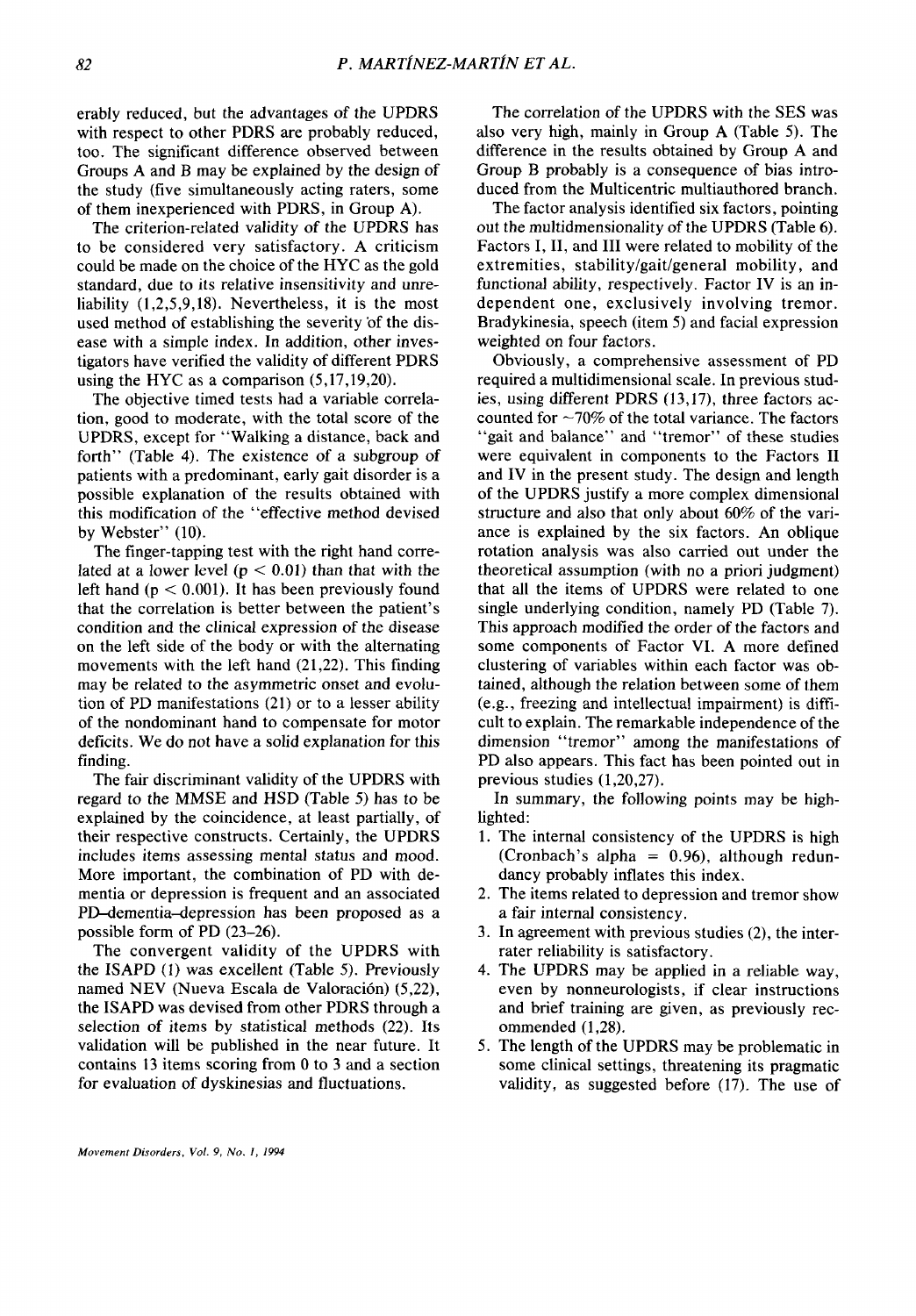erably reduced, but the advantages of the UPDRS with respect to other PDRS are probably reduced, too. The significant difference observed between Groups A and B may be explained by the design of the study (five simultaneously acting raters, some of them inexperienced with PDRS, in Group A).

The criterion-related validity of the UPDRS has to be considered very satisfactory. A criticism could be made on the choice of the HYC as the gold standard, due to its relative insensitivity and unreliability (1,2,5,9,18). Nevertheless, it is the most used method of establishing the severity of the disease with a simple index. In addition, other investigators have verified the validity of different PDRS using the HYC as a comparison (5,17,19,20).

The objective timed tests had a variable correlation, good to moderate, with the total score of the UPDRS, except for "Walking a distance, back and forth" (Table 4). The existence of a subgroup of patients with a predominant, early gait disorder is a possible explanation of the results obtained with this modification of the "effective method devised by Webster" (10).

The finger-tapping test with the right hand correlated at a lower level ($p < 0.01$) than that with the left hand ($p < 0.001$). It has been previously found that the correlation is better between the patient's condition and the clinical expression of the disease on the left side of the body or with the alternating movements with the left hand (21,22). This finding may be related to the asymmetric onset and evolution of PD manifestations (21) or to a lesser ability of the nondominant hand to compensate for motor deficits. We do not have a solid explanation for this finding.

The fair discriminant validity of the UPDRS with regard to the MMSE and HSD (Table 5) has to be explained by the coincidence, at least partially, of their respective constructs. Certainly, the UPDRS includes items assessing mental status and mood. More important, the combination of PD with dementia or depression is frequent and an associated PD–dementia–depression has been proposed as a possible form of PD (23–26).

The convergent validity of the UPDRS with the ISAPD (1) was excellent (Table 5). Previously named NEV (Nueva Escala de Valoración) (5,22), the ISAPD was devised from other PDRS through a selection of items by statistical methods (22). Its validation will be published in the near future. It contains 13 items scoring from 0 to 3 and a section for evaluation of dyskinesias and fluctuations.

The correlation of the UPDRS with the SES was also very high, mainly in Group A (Table 5). The difference in the results obtained by Group A and Group B probably is a consequence of bias introduced from the Multicentric multiauthored branch.

The factor analysis identified six factors, pointing out the multidmensionality of the UPDRS (Table 6). Factors I, II, and III were related to mobility of the extremities, stability/gait/general mobility, and functional ability, respectively. Factor IV is an independent one, exclusively involving tremor. Bradykinesia, speech (item 5) and facial expression weighted on four factors.

Obviously, a comprehensive assessment of PD required a multidimensional scale. In previous studies, using different PDRS (13,17), three factors accounted for ~70% of the total variance. The factors "gait and balance" and "tremor" of these studies were equivalent in components to the Factors II and IV in the present study. The design and length of the UPDRS justify a more complex dimensional structure and also that only about 60% of the variance is explained by the six factors. An oblique rotation analysis was also carried out under the theoretical assumption (with no a priori judgment) that all the items of UPDRS were related to one single underlying condition, namely PD (Table 7). This approach modified the order of the factors and some components of Factor VI. A more defined clustering of variables within each factor was obtained, although the relation between some of them (e.g., freezing and intellectual impairment) is difficult to explain. The remarkable independence of the dimension "tremor" among the manifestations of PD also appears. This fact has been pointed out in previous studies (1,20,27).

In summary, the following points may be highlighted:

1. The internal consistency of the UPDRS is high (Cronbach's alpha = 0.96), although redundancy probably inflates this index.
2. The items related to depression and tremor show a fair internal consistency.
3. In agreement with previous studies (2), the inter-rater reliability is satisfactory.
4. The UPDRS may be applied in a reliable way, even by nonneurologists, if clear instructions and brief training are given, as previously recommended (1,28).
5. The length of the UPDRS may be problematic in some clinical settings, threatening its pragmatic validity, as suggested before (17). The use of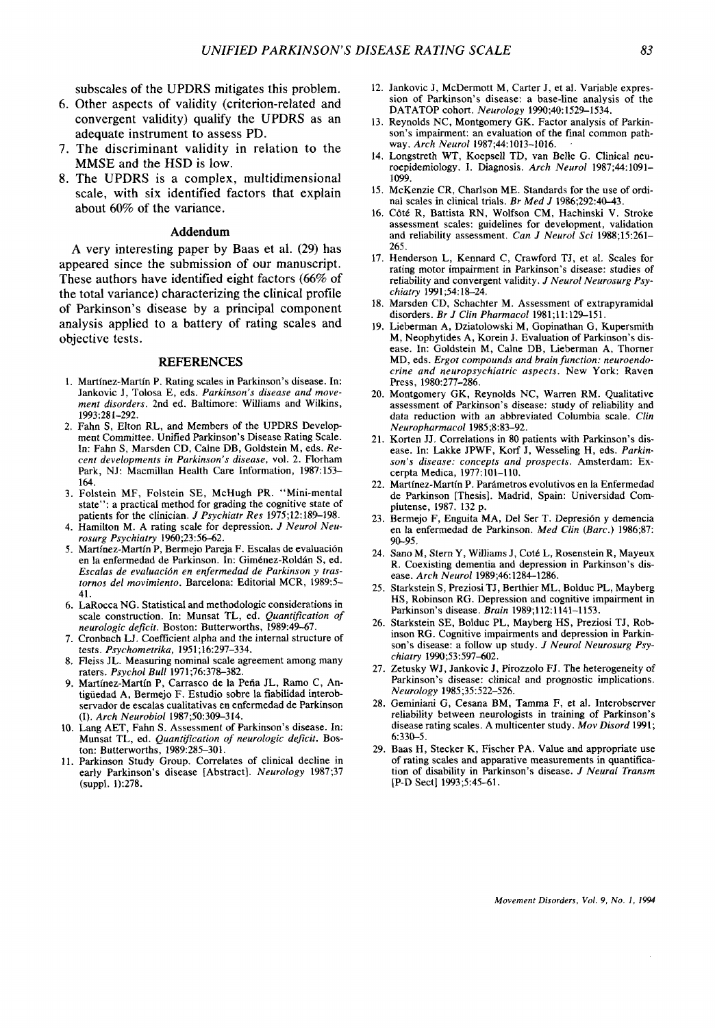subscales of the UPDRS mitigates this problem.

6. Other aspects of validity (criterion-related and convergent validity) qualify the UPDRS as an adequate instrument to assess PD.
7. The discriminant validity in relation to the MMSE and the HSD is low.
8. The UPDRS is a complex, multidimensional scale, with six identified factors that explain about 60% of the variance.

## Addendum

A very interesting paper by Baas et al. (29) has appeared since the submission of our manuscript. These authors have identified eight factors (66% of the total variance) characterizing the clinical profile of Parkinson's disease by a principal component analysis applied to a battery of rating scales and objective tests.

## REFERENCES

1. Martínez-Martín P. Rating scales in Parkinson's disease. In: Jankovic J, Tolosa E, eds. *Parkinson's disease and movement disorders*. 2nd ed. Baltimore: Williams and Wilkins, 1993:281–292.
2. Fahn S, Elton RL, and Members of the UPDRS Development Committee. Unified Parkinson's Disease Rating Scale. In: Fahn S, Marsden CD, Calne DB, Goldstein M, eds. *Recent developments in Parkinson's disease*, vol. 2. Florham Park, NJ: Macmillan Health Care Information, 1987:153–164.
3. Folstein MF, Folstein SE, McHugh PR. "Mini-mental state": a practical method for grading the cognitive state of patients for the clinician. *J Psychiatr Res* 1975;12:189–198.
4. Hamilton M. A rating scale for depression. *J Neurol Neurosurg Psychiatry* 1960;23:56–62.
5. Martínez-Martín P, Bermejo Pareja F. Escalas de evaluación en la enfermedad de Parkinson. In: Giménez-Roldán S, ed. *Escalas de evaluación en enfermedad de Parkinson y trastornos del movimiento*. Barcelona: Editorial MCR, 1989:5–41.
6. LaRocca NG. Statistical and methodologic considerations in scale construction. In: Munsat TL, ed. *Quantification of neurologic deficit*. Boston: Butterworths, 1989:49–67.
7. Cronbach LJ. Coefficient alpha and the internal structure of tests. *Psychometrika*, 1951;16:297–334.
8. Fleiss JL. Measuring nominal scale agreement among many raters. *Psychol Bull* 1971;76:378–382.
9. Martínez-Martín P, Carrasco de la Peña JL, Ramo C, Antigüedad A, Bermejo F. Estudio sobre la fiabilidad interobservador de escalas cualitativas en enfermedad de Parkinson (I). *Arch Neurobiol* 1987;50:309–314.
10. Lang AET, Fahn S. Assessment of Parkinson's disease. In: Munsat TL, ed. *Quantification of neurologic deficit*. Boston: Butterworths, 1989:285–301.
11. Parkinson Study Group. Correlates of clinical decline in early Parkinson's disease [Abstract]. *Neurology* 1987;37 (suppl. 1):278.
12. Jankovic J, McDermott M, Carter J, et al. Variable expression of Parkinson's disease: a base-line analysis of the DATATOP cohort. *Neurology* 1990;40:1529–1534.
13. Reynolds NC, Montgomery GK. Factor analysis of Parkinson's impairment: an evaluation of the final common pathway. *Arch Neurol* 1987;44:1013–1016.
14. Longstreth WT, Koepsell TD, van Belle G. Clinical neuroepidemiology. I. Diagnosis. *Arch Neurol* 1987;44:1091–1099.
15. McKenzie CR, Charlson ME. Standards for the use of ordinal scales in clinical trials. *Br Med J* 1986;292:40–43.
16. Côté R, Battista RN, Wolfson CM, Hachinski V. Stroke assessment scales: guidelines for development, validation and reliability assessment. *Can J Neurol Sci* 1988;15:261–265.
17. Henderson L, Kennard C, Crawford TJ, et al. Scales for rating motor impairment in Parkinson's disease: studies of reliability and convergent validity. *J Neurol Neurosurg Psychiatry* 1991;54:18–24.
18. Marsden CD, Schachter M. Assessment of extrapyramidal disorders. *Br J Clin Pharmacol* 1981;11:129–151.
19. Lieberman A, Dziatolowski M, Gopinathan G, Kupersmith M, Neophytides A, Korein J. Evaluation of Parkinson's disease. In: Goldstein M, Calne DB, Lieberman A, Thorner MD, eds. *Ergot compounds and brain function: neuroendocrine and neuropsychiatric aspects*. New York: Raven Press, 1980:277–286.
20. Montgomery GK, Reynolds NC, Warren RM. Qualitative assessment of Parkinson's disease: study of reliability and data reduction with an abbreviated Columbia scale. *Clin Neuropharmacol* 1985;8:83–92.
21. Korten JJ. Correlations in 80 patients with Parkinson's disease. In: Lakke JPWF, Korf J, Wesseling H, eds. *Parkinson's disease: concepts and prospects*. Amsterdam: Excerpta Medica, 1977:101–110.
22. Martínez-Martín P. Parámetros evolutivos en la Enfermedad de Parkinson [Thesis]. Madrid, Spain: Universidad Complutense, 1987. 132 p.
23. Bermejo F, Enguita MA, Del Ser T. Depresión y demencia en la enfermedad de Parkinson. *Med Clin (Barc.)* 1986;87:90–95.
24. Sano M, Stern Y, Williams J, Coté L, Rosenstein R, Mayeux R. Coexisting dementia and depression in Parkinson's disease. *Arch Neurol* 1989;46:1284–1286.
25. Starkstein S, Preziosi TJ, Berthier ML, Bolduc PL, Mayberg HS, Robinson RG. Depression and cognitive impairment in Parkinson's disease. *Brain* 1989;112:1141–1153.
26. Starkstein SE, Bolduc PL, Mayberg HS, Preziosi TJ, Robinson RG. Cognitive impairments and depression in Parkinson's disease: a follow up study. *J Neurol Neurosurg Psychiatry* 1990;53:597–602.
27. Zetusky WJ, Jankovic J, Pirozzolo FJ. The heterogeneity of Parkinson's disease: clinical and prognostic implications. *Neurology* 1985;35:522–526.
28. Geminiani G, Cesana BM, Tamma F, et al. Interobserver reliability between neurologists in training of Parkinson's disease rating scales. A multicenter study. *Mov Disord* 1991; 6:330–5.
29. Baas H, Stecker K, Fischer PA. Value and appropriate use of rating scales and apparative measurements in quantification of disability in Parkinson's disease. *J Neural Transm* [P-D Sect] 1993;5:45–61.